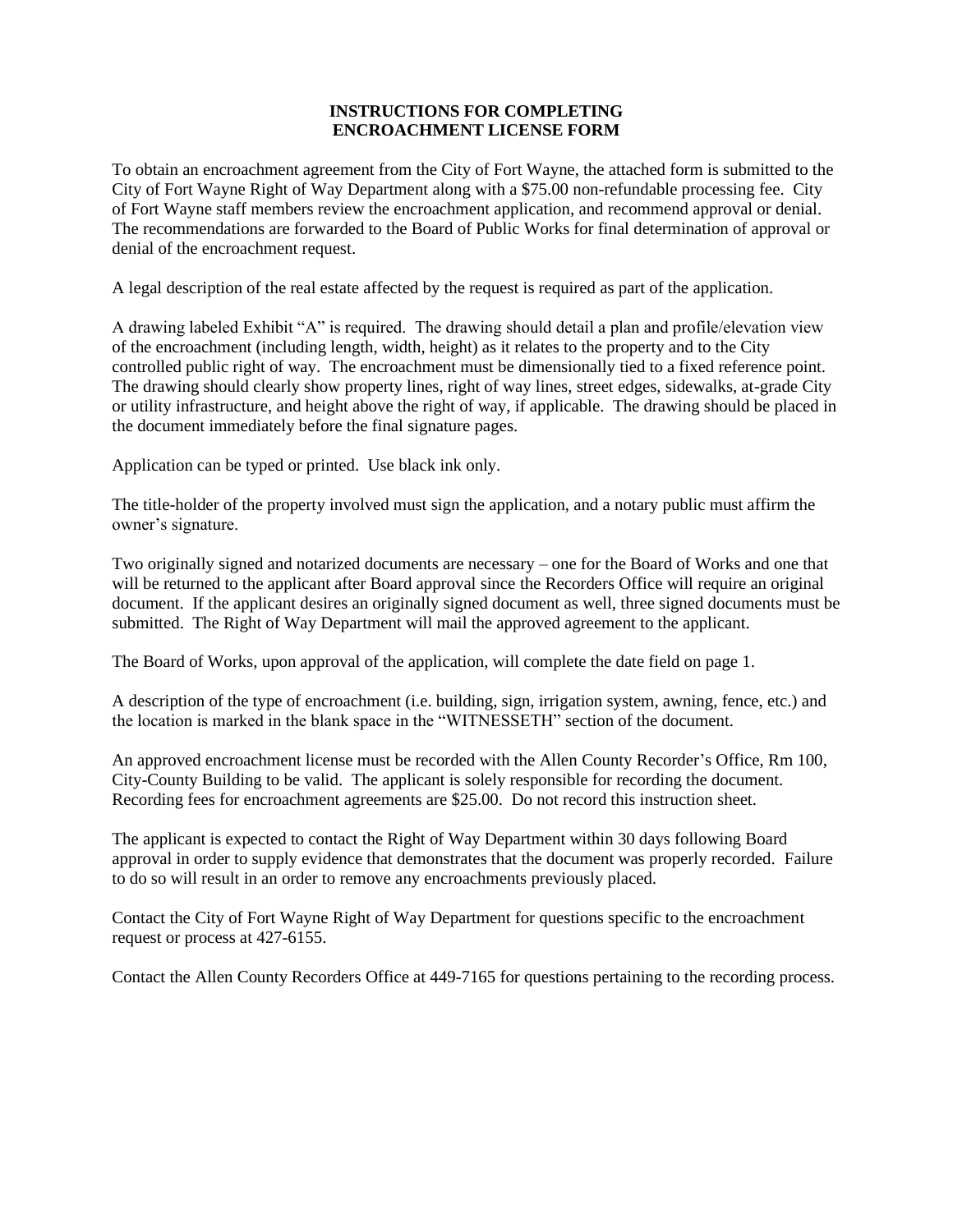# INSTRUCTIONS FOR COMPLETING ENCROACHMENT LICENSE FORM

To obtain an encroachment agreement from the City of Fort Wayne, the attached form is submitted to the City of Fort Wayne Right of Way Department along with a $75.00 non-refundable processing fee. City of Fort Wayne staff members review the encroachment application, and recommend approval or denial. The recommendations are forwarded to the Board of Public Works for final determination of approval or denial of the encroachment request.

A legal description of the real estate affected by the request is required as part of the application.

A drawing labeled Exhibit "A" is required. The drawing should detail a plan and profile/elevation view of the encroachment (including length, width, height) as it relates to the property and to the City controlled public right of way. The encroachment must be dimensionally tied to a fixed reference point. The drawing should clearly show property lines, right of way lines, street edges, sidewalks, at-grade City or utility infrastructure, and height above the right of way, if applicable. The drawing should be placed in the document immediately before the final signature pages.

Application can be typed or printed. Use black ink only.

The title-holder of the property involved must sign the application, and a notary public must affirm the owner's signature.

Two originally signed and notarized documents are necessary – one for the Board of Works and one that will be returned to the applicant after Board approval since the Recorders Office will require an original document. If the applicant desires an originally signed document as well, three signed documents must be submitted. The Right of Way Department will mail the approved agreement to the applicant.

The Board of Works, upon approval of the application, will complete the date field on page 1.

A description of the type of encroachment (i.e. building, sign, irrigation system, awning, fence, etc.) and the location is marked in the blank space in the "WITNESSETH" section of the document.

An approved encroachment license must be recorded with the Allen County Recorder's Office, Rm 100, City-County Building to be valid. The applicant is solely responsible for recording the document. Recording fees for encroachment agreements are $25.00. Do not record this instruction sheet.

The applicant is expected to contact the Right of Way Department within 30 days following Board approval in order to supply evidence that demonstrates that the document was properly recorded. Failure to do so will result in an order to remove any encroachments previously placed.

Contact the City of Fort Wayne Right of Way Department for questions specific to the encroachment request or process at 427-6155.

Contact the Allen County Recorders Office at 449-7165 for questions pertaining to the recording process.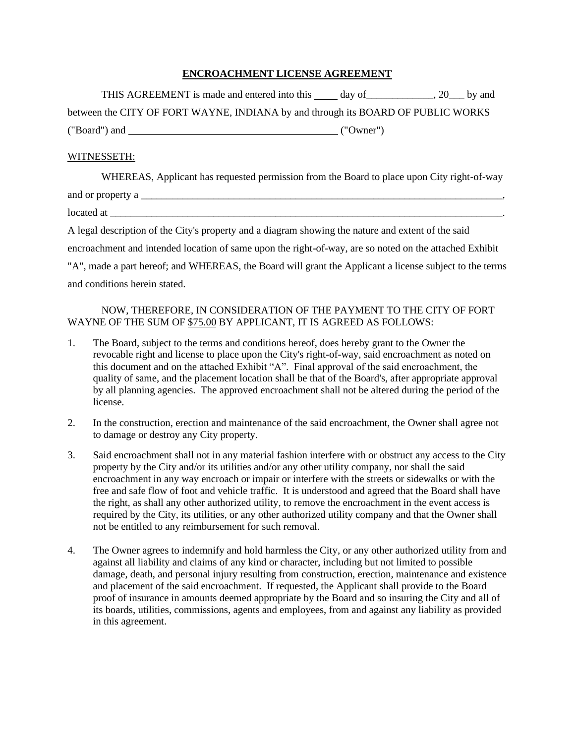# ENCROACHMENT LICENSE AGREEMENT

THIS AGREEMENT is made and entered into this ____ day of_____________, 20___ by and between the CITY OF FORT WAYNE, INDIANA by and through its BOARD OF PUBLIC WORKS ("Board") and ________________________________________ ("Owner")

WITNESSETH:

WHEREAS, Applicant has requested permission from the Board to place upon City right-of-way and or property a __________________________________________________________________________, located at ________________________________________________________________________________. A legal description of the City's property and a diagram showing the nature and extent of the said encroachment and intended location of same upon the right-of-way, are so noted on the attached Exhibit "A", made a part hereof; and WHEREAS, the Board will grant the Applicant a license subject to the terms and conditions herein stated.

NOW, THEREFORE, IN CONSIDERATION OF THE PAYMENT TO THE CITY OF FORT WAYNE OF THE SUM OF $75.00 BY APPLICANT, IT IS AGREED AS FOLLOWS:

1. The Board, subject to the terms and conditions hereof, does hereby grant to the Owner the revocable right and license to place upon the City's right-of-way, said encroachment as noted on this document and on the attached Exhibit "A". Final approval of the said encroachment, the quality of same, and the placement location shall be that of the Board's, after appropriate approval by all planning agencies. The approved encroachment shall not be altered during the period of the license.

2. In the construction, erection and maintenance of the said encroachment, the Owner shall agree not to damage or destroy any City property.

3. Said encroachment shall not in any material fashion interfere with or obstruct any access to the City property by the City and/or its utilities and/or any other utility company, nor shall the said encroachment in any way encroach or impair or interfere with the streets or sidewalks or with the free and safe flow of foot and vehicle traffic. It is understood and agreed that the Board shall have the right, as shall any other authorized utility, to remove the encroachment in the event access is required by the City, its utilities, or any other authorized utility company and that the Owner shall not be entitled to any reimbursement for such removal.

4. The Owner agrees to indemnify and hold harmless the City, or any other authorized utility from and against all liability and claims of any kind or character, including but not limited to possible damage, death, and personal injury resulting from construction, erection, maintenance and existence and placement of the said encroachment. If requested, the Applicant shall provide to the Board proof of insurance in amounts deemed appropriate by the Board and so insuring the City and all of its boards, utilities, commissions, agents and employees, from and against any liability as provided in this agreement.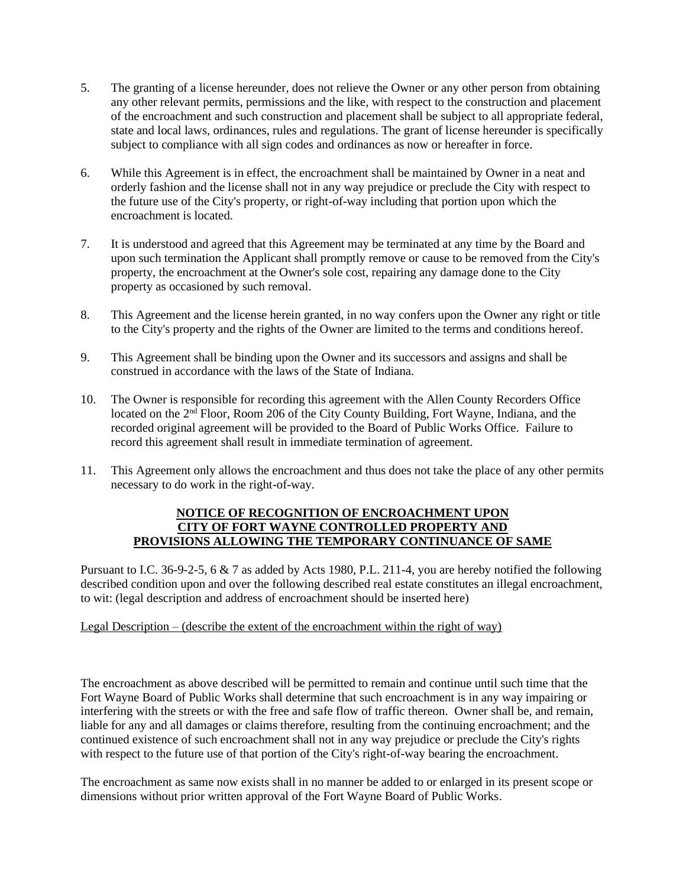5. The granting of a license hereunder, does not relieve the Owner or any other person from obtaining any other relevant permits, permissions and the like, with respect to the construction and placement of the encroachment and such construction and placement shall be subject to all appropriate federal, state and local laws, ordinances, rules and regulations. The grant of license hereunder is specifically subject to compliance with all sign codes and ordinances as now or hereafter in force.

6. While this Agreement is in effect, the encroachment shall be maintained by Owner in a neat and orderly fashion and the license shall not in any way prejudice or preclude the City with respect to the future use of the City's property, or right-of-way including that portion upon which the encroachment is located.

7. It is understood and agreed that this Agreement may be terminated at any time by the Board and upon such termination the Applicant shall promptly remove or cause to be removed from the City's property, the encroachment at the Owner's sole cost, repairing any damage done to the City property as occasioned by such removal.

8. This Agreement and the license herein granted, in no way confers upon the Owner any right or title to the City's property and the rights of the Owner are limited to the terms and conditions hereof.

9. This Agreement shall be binding upon the Owner and its successors and assigns and shall be construed in accordance with the laws of the State of Indiana.

10. The Owner is responsible for recording this agreement with the Allen County Recorders Office located on the 2nd Floor, Room 206 of the City County Building, Fort Wayne, Indiana, and the recorded original agreement will be provided to the Board of Public Works Office. Failure to record this agreement shall result in immediate termination of agreement.

11. This Agreement only allows the encroachment and thus does not take the place of any other permits necessary to do work in the right-of-way.

**NOTICE OF RECOGNITION OF ENCROACHMENT UPON CITY OF FORT WAYNE CONTROLLED PROPERTY AND PROVISIONS ALLOWING THE TEMPORARY CONTINUANCE OF SAME**

Pursuant to I.C. 36-9-2-5, 6 & 7 as added by Acts 1980, P.L. 211-4, you are hereby notified the following described condition upon and over the following described real estate constitutes an illegal encroachment, to wit: (legal description and address of encroachment should be inserted here)

Legal Description – (describe the extent of the encroachment within the right of way)

The encroachment as above described will be permitted to remain and continue until such time that the Fort Wayne Board of Public Works shall determine that such encroachment is in any way impairing or interfering with the streets or with the free and safe flow of traffic thereon. Owner shall be, and remain, liable for any and all damages or claims therefore, resulting from the continuing encroachment; and the continued existence of such encroachment shall not in any way prejudice or preclude the City's rights with respect to the future use of that portion of the City's right-of-way bearing the encroachment.

The encroachment as same now exists shall in no manner be added to or enlarged in its present scope or dimensions without prior written approval of the Fort Wayne Board of Public Works.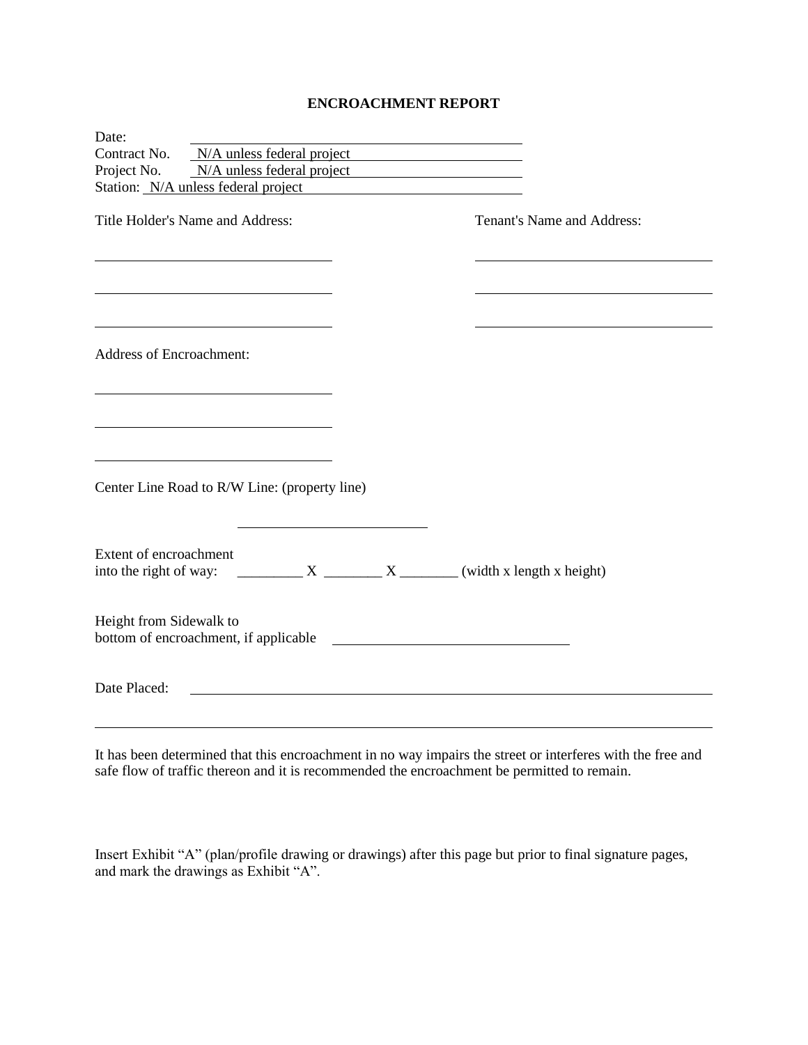# ENCROACHMENT REPORT

Date: ______________________________

Contract No. N/A unless federal project

Project No. N/A unless federal project

Station: N/A unless federal project

Title Holder's Name and Address:

______________________________

______________________________

______________________________

Tenant's Name and Address:

______________________________

______________________________

______________________________

Address of Encroachment:

______________________________

______________________________

______________________________

Center Line Road to R/W Line: (property line)

______________________________

Extent of encroachment
into the right of way: _________ X ________ X ________ (width x length x height)

Height from Sidewalk to
bottom of encroachment, if applicable ______________________________

Date Placed: ______________________________

______________________________

It has been determined that this encroachment in no way impairs the street or interferes with the free and safe flow of traffic thereon and it is recommended the encroachment be permitted to remain.

Insert Exhibit "A" (plan/profile drawing or drawings) after this page but prior to final signature pages, and mark the drawings as Exhibit "A".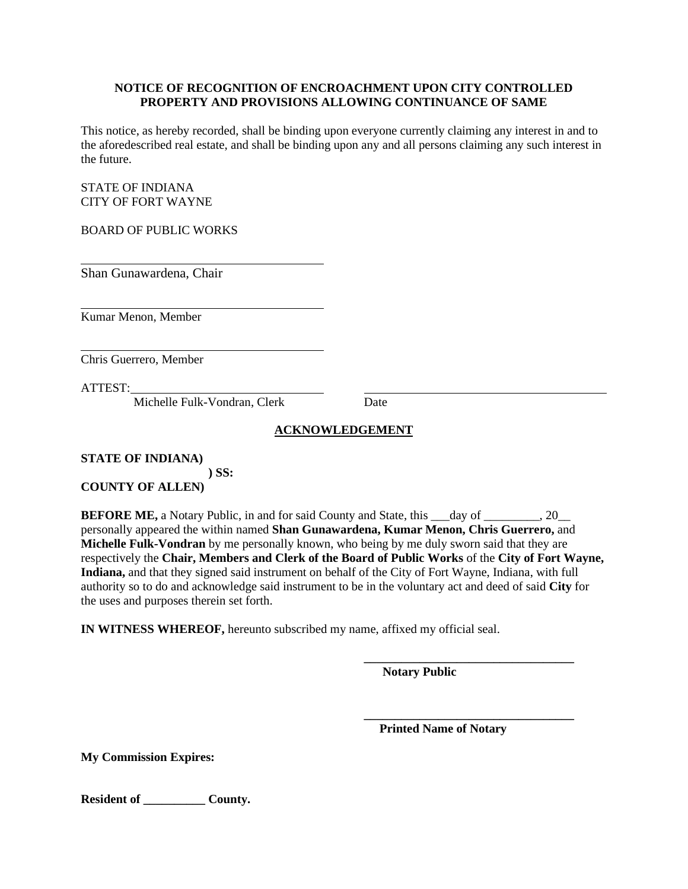**NOTICE OF RECOGNITION OF ENCROACHMENT UPON CITY CONTROLLED PROPERTY AND PROVISIONS ALLOWING CONTINUANCE OF SAME**

This notice, as hereby recorded, shall be binding upon everyone currently claiming any interest in and to the aforedescribed real estate, and shall be binding upon any and all persons claiming any such interest in the future.

STATE OF INDIANA
CITY OF FORT WAYNE

BOARD OF PUBLIC WORKS

\_\_\_\_\_\_\_\_\_\_\_\_\_\_\_\_\_\_\_\_\_\_\_\_\_\_\_\_\_\_\_\_\_\_\_\_\_\_\_\_
Shan Gunawardena, Chair

\_\_\_\_\_\_\_\_\_\_\_\_\_\_\_\_\_\_\_\_\_\_\_\_\_\_\_\_\_\_\_\_\_\_\_\_\_\_\_\_
Kumar Menon, Member

\_\_\_\_\_\_\_\_\_\_\_\_\_\_\_\_\_\_\_\_\_\_\_\_\_\_\_\_\_\_\_\_\_\_\_\_\_\_\_\_
Chris Guerrero, Member

ATTEST:\_\_\_\_\_\_\_\_\_\_\_\_\_\_\_\_\_\_\_\_\_\_\_\_\_\_\_\_\_\_\_\_ \_\_\_\_\_\_\_\_\_\_\_\_\_\_\_\_\_\_\_\_\_\_\_\_\_\_\_\_\_\_\_\_\_\_\_\_\_\_\_\_
Michelle Fulk-Vondran, Clerk Date

**ACKNOWLEDGEMENT**

**STATE OF INDIANA)**
**) SS:**
**COUNTY OF ALLEN)**

**BEFORE ME,** a Notary Public, in and for said County and State, this \_\_\_day of \_\_\_\_\_\_\_\_\_, 20\_\_ personally appeared the within named **Shan Gunawardena, Kumar Menon, Chris Guerrero,** and **Michelle Fulk-Vondran** by me personally known, who being by me duly sworn said that they are respectively the **Chair, Members and Clerk of the Board of Public Works** of the **City of Fort Wayne, Indiana,** and that they signed said instrument on behalf of the City of Fort Wayne, Indiana, with full authority so to do and acknowledge said instrument to be in the voluntary act and deed of said **City** for the uses and purposes therein set forth.

**IN WITNESS WHEREOF,** hereunto subscribed my name, affixed my official seal.

\_\_\_\_\_\_\_\_\_\_\_\_\_\_\_\_\_\_\_\_\_\_\_\_\_\_\_\_\_\_\_\_\_\_\_\_
**Notary Public**

\_\_\_\_\_\_\_\_\_\_\_\_\_\_\_\_\_\_\_\_\_\_\_\_\_\_\_\_\_\_\_\_\_\_\_\_
**Printed Name of Notary**

**My Commission Expires:**

**Resident of \_\_\_\_\_\_\_\_\_\_ County.**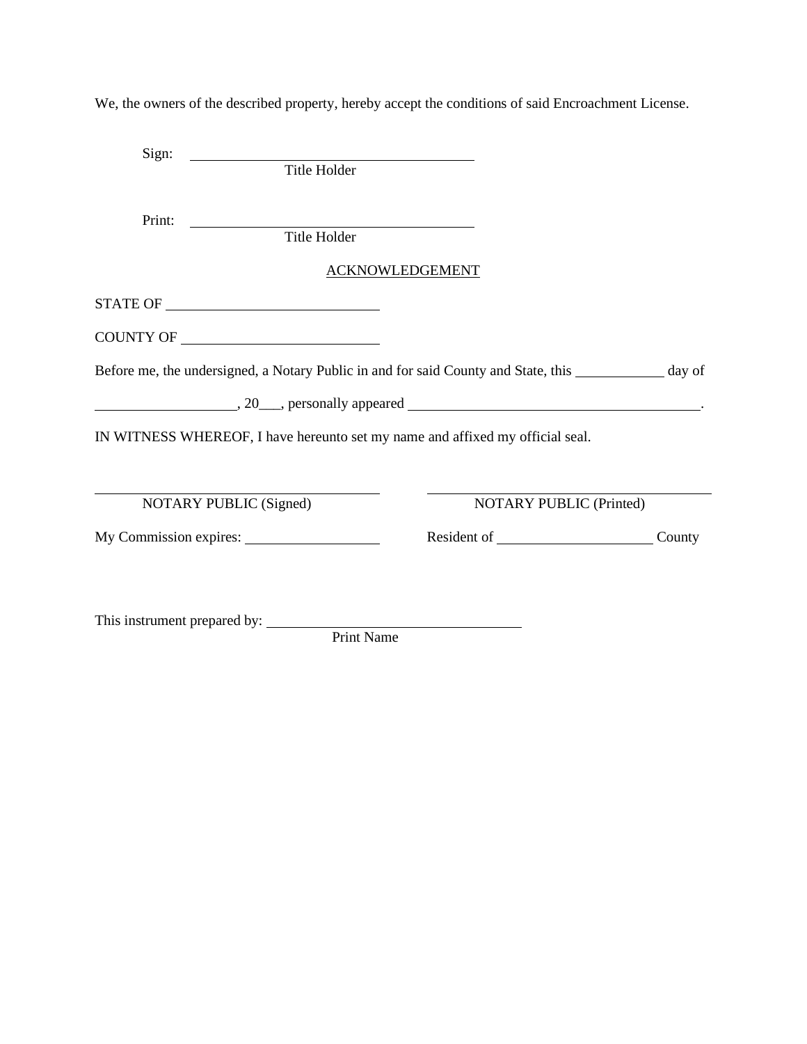We, the owners of the described property, hereby accept the conditions of said Encroachment License.

Sign: \_\_\_\_\_\_\_\_\_\_\_\_\_\_\_\_\_\_\_\_\_\_\_\_\_\_\_\_\_\_\_\_\_\_\_\_\_\_\_\_
Title Holder

Print: \_\_\_\_\_\_\_\_\_\_\_\_\_\_\_\_\_\_\_\_\_\_\_\_\_\_\_\_\_\_\_\_\_\_\_\_\_\_\_\_
Title Holder

ACKNOWLEDGEMENT

STATE OF \_\_\_\_\_\_\_\_\_\_\_\_\_\_\_\_\_\_\_\_\_\_\_\_\_\_\_\_\_\_

COUNTY OF \_\_\_\_\_\_\_\_\_\_\_\_\_\_\_\_\_\_\_\_\_\_\_\_\_\_\_\_\_\_

Before me, the undersigned, a Notary Public in and for said County and State, this \_\_\_\_\_\_\_\_\_\_\_\_ day of \_\_\_\_\_\_\_\_\_\_\_\_\_\_\_\_\_\_\_\_, 20\_\_\_, personally appeared \_\_\_\_\_\_\_\_\_\_\_\_\_\_\_\_\_\_\_\_\_\_\_\_\_\_\_\_\_\_\_\_\_\_\_\_\_\_\_\_\_\_.

IN WITNESS WHEREOF, I have hereunto set my name and affixed my official seal.

\_\_\_\_\_\_\_\_\_\_\_\_\_\_\_\_\_\_\_\_\_\_\_\_\_\_\_\_\_\_\_\_\_\_\_\_\_\_\_\_
NOTARY PUBLIC (Signed)

\_\_\_\_\_\_\_\_\_\_\_\_\_\_\_\_\_\_\_\_\_\_\_\_\_\_\_\_\_\_\_\_\_\_\_\_\_\_\_\_
NOTARY PUBLIC (Printed)

My Commission expires: \_\_\_\_\_\_\_\_\_\_\_\_\_\_\_\_\_\_\_\_

Resident of \_\_\_\_\_\_\_\_\_\_\_\_\_\_\_\_\_\_\_\_\_\_ County

This instrument prepared by: \_\_\_\_\_\_\_\_\_\_\_\_\_\_\_\_\_\_\_\_\_\_\_\_\_\_\_\_\_\_\_\_\_\_\_\_
Print Name